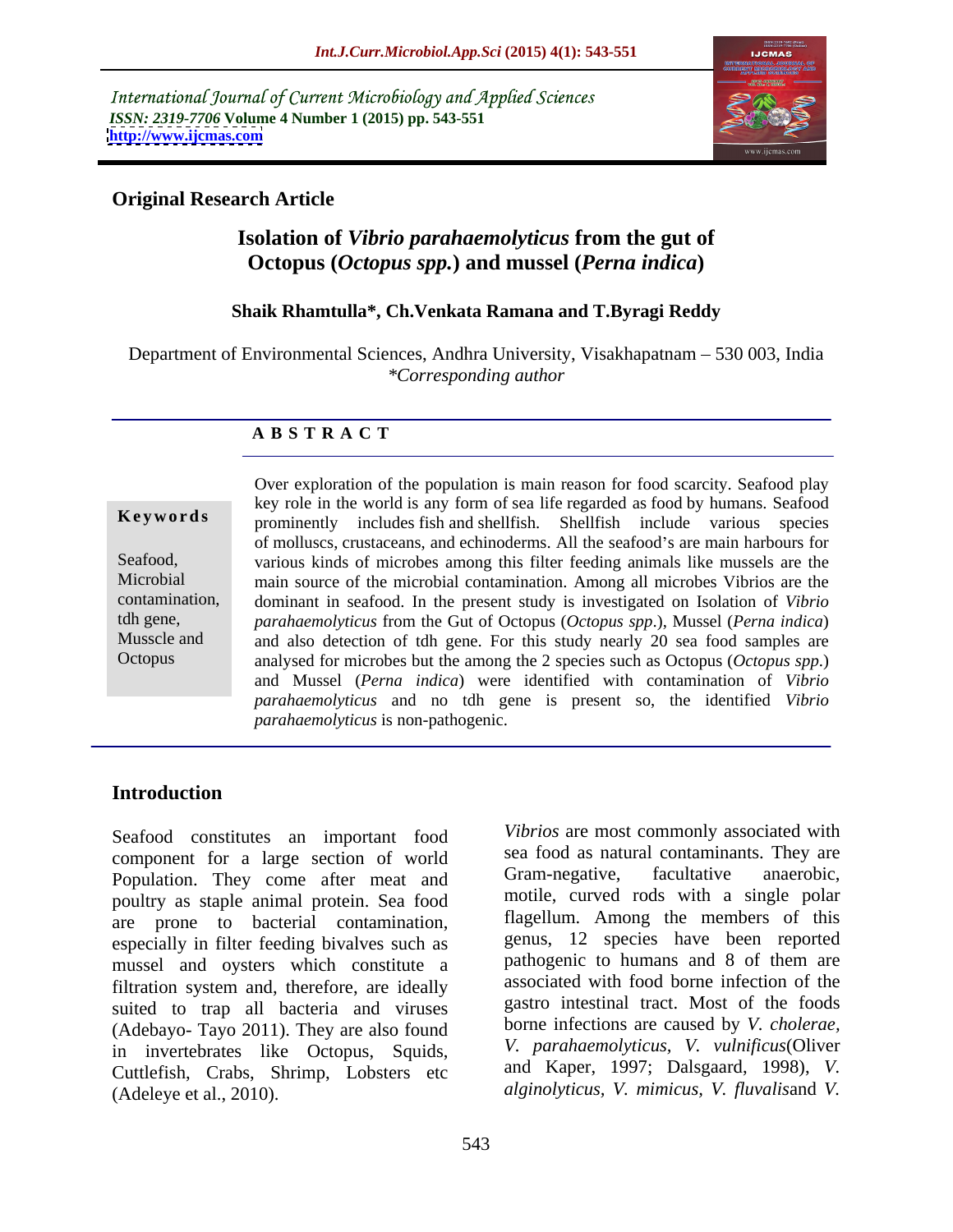International Journal of Current Microbiology and Applied Sciences
*ISSN: 2319-7706* **Volume 4 Number 1 (2015) pp. 543-551**
**http://www.ijcmas.com**

**Original Research Article**

# Isolation of *Vibrio parahaemolyticus* from the gut of Octopus (*Octopus spp.*) and mussel (*Perna indica*)

**Shaik Rhamtulla\*, Ch.Venkata Ramana and T.Byragi Reddy**

Department of Environmental Sciences, Andhra University, Visakhapatnam – 530 003, India
*\*Corresponding author*

## A B S T R A C T

**Keywords**

Seafood, Microbial contamination, tdh gene, Musscle and Octopus

Over exploration of the population is main reason for food scarcity. Seafood play key role in the world is any form of sea life regarded as food by humans. Seafood prominently includes fish and shellfish. Shellfish include various species of molluscs, crustaceans, and echinoderms. All the seafood's are main harbours for various kinds of microbes among this filter feeding animals like mussels are the main source of the microbial contamination. Among all microbes Vibrios are the dominant in seafood. In the present study is investigated on Isolation of *Vibrio parahaemolyticus* from the Gut of Octopus (*Octopus spp*.), Mussel (*Perna indica*) and also detection of tdh gene. For this study nearly 20 sea food samples are analysed for microbes but the among the 2 species such as Octopus (*Octopus spp.*) and Mussel (*Perna indica*) were identified with contamination of *Vibrio parahaemolyticus* and no tdh gene is present so, the identified *Vibrio parahaemolyticus* is non-pathogenic.

## Introduction

Seafood constitutes an important food component for a large section of world Population. They come after meat and poultry as staple animal protein. Sea food are prone to bacterial contamination, especially in filter feeding bivalves such as mussel and oysters which constitute a filtration system and, therefore, are ideally suited to trap all bacteria and viruses (Adebayo- Tayo 2011). They are also found in invertebrates like Octopus, Squids, Cuttlefish, Crabs, Shrimp, Lobsters etc (Adeleye et al., 2010).

*Vibrios* are most commonly associated with sea food as natural contaminants. They are Gram-negative, facultative anaerobic, motile, curved rods with a single polar flagellum. Among the members of this genus, 12 species have been reported pathogenic to humans and 8 of them are associated with food borne infection of the gastro intestinal tract. Most of the foods borne infections are caused by *V. cholerae, V. parahaemolyticus, V. vulnificus*(Oliver and Kaper, 1997; Dalsgaard, 1998), *V. alginolyticus, V. mimicus, V. fluvalis*and *V.*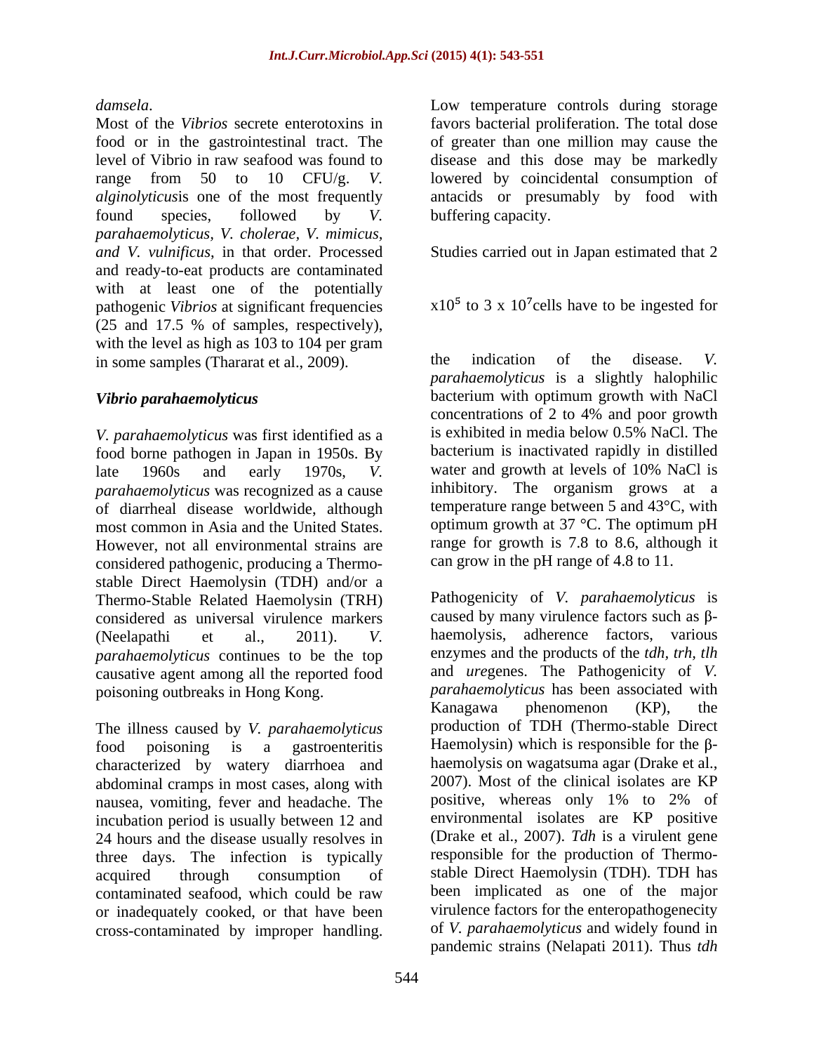*damsela*.

Most of the *Vibrios* secrete enterotoxins in food or in the gastrointestinal tract. The level of Vibrio in raw seafood was found to range from 50 to 10 CFU/g. *V. alginolyticus*is one of the most frequently found species, followed by *V. parahaemolyticus, V. cholerae, V. mimicus, and V. vulnificus*, in that order. Processed and ready-to-eat products are contaminated with at least one of the potentially pathogenic *Vibrios* at significant frequencies (25 and 17.5 % of samples, respectively), with the level as high as 103 to 104 per gram in some samples (Thararat et al., 2009).

## *Vibrio parahaemolyticus*

*V. parahaemolyticus* was first identified as a food borne pathogen in Japan in 1950s. By late 1960s and early 1970s, *V. parahaemolyticus* was recognized as a cause of diarrheal disease worldwide, although most common in Asia and the United States. However, not all environmental strains are considered pathogenic, producing a Thermo-stable Direct Haemolysin (TDH) and/or a Thermo-Stable Related Haemolysin (TRH) considered as universal virulence markers (Neelapathi et al., 2011). *V. parahaemolyticus* continues to be the top causative agent among all the reported food poisoning outbreaks in Hong Kong.

The illness caused by *V. parahaemolyticus* food poisoning is a gastroenteritis characterized by watery diarrhoea and abdominal cramps in most cases, along with nausea, vomiting, fever and headache. The incubation period is usually between 12 and 24 hours and the disease usually resolves in three days. The infection is typically acquired through consumption of contaminated seafood, which could be raw or inadequately cooked, or that have been cross-contaminated by improper handling. Low temperature controls during storage favors bacterial proliferation. The total dose of greater than one million may cause the disease and this dose may be markedly lowered by coincidental consumption of antacids or presumably by food with buffering capacity.

Studies carried out in Japan estimated that 2 $x10^5$ to 3 x $10^7$cells have to be ingested for the indication of the disease. *V. parahaemolyticus* is a slightly halophilic bacterium with optimum growth with NaCl concentrations of 2 to 4% and poor growth is exhibited in media below 0.5% NaCl. The bacterium is inactivated rapidly in distilled water and growth at levels of 10% NaCl is inhibitory. The organism grows at a temperature range between 5 and 43°C, with optimum growth at 37 °C. The optimum pH range for growth is 7.8 to 8.6, although it can grow in the pH range of 4.8 to 11.

Pathogenicity of *V. parahaemolyticus* is caused by many virulence factors such as β-haemolysis, adherence factors, various enzymes and the products of the *tdh, trh, tlh* and *ure*genes. The Pathogenicity of *V. parahaemolyticus* has been associated with Kanagawa phenomenon (KP), the production of TDH (Thermo-stable Direct Haemolysin) which is responsible for the β-haemolysis on wagatsuma agar (Drake et al., 2007). Most of the clinical isolates are KP positive, whereas only 1% to 2% of environmental isolates are KP positive (Drake et al., 2007). *Tdh* is a virulent gene responsible for the production of Thermo-stable Direct Haemolysin (TDH). TDH has been implicated as one of the major virulence factors for the enteropathogenecity of *V. parahaemolyticus* and widely found in pandemic strains (Nelapati 2011). Thus *tdh*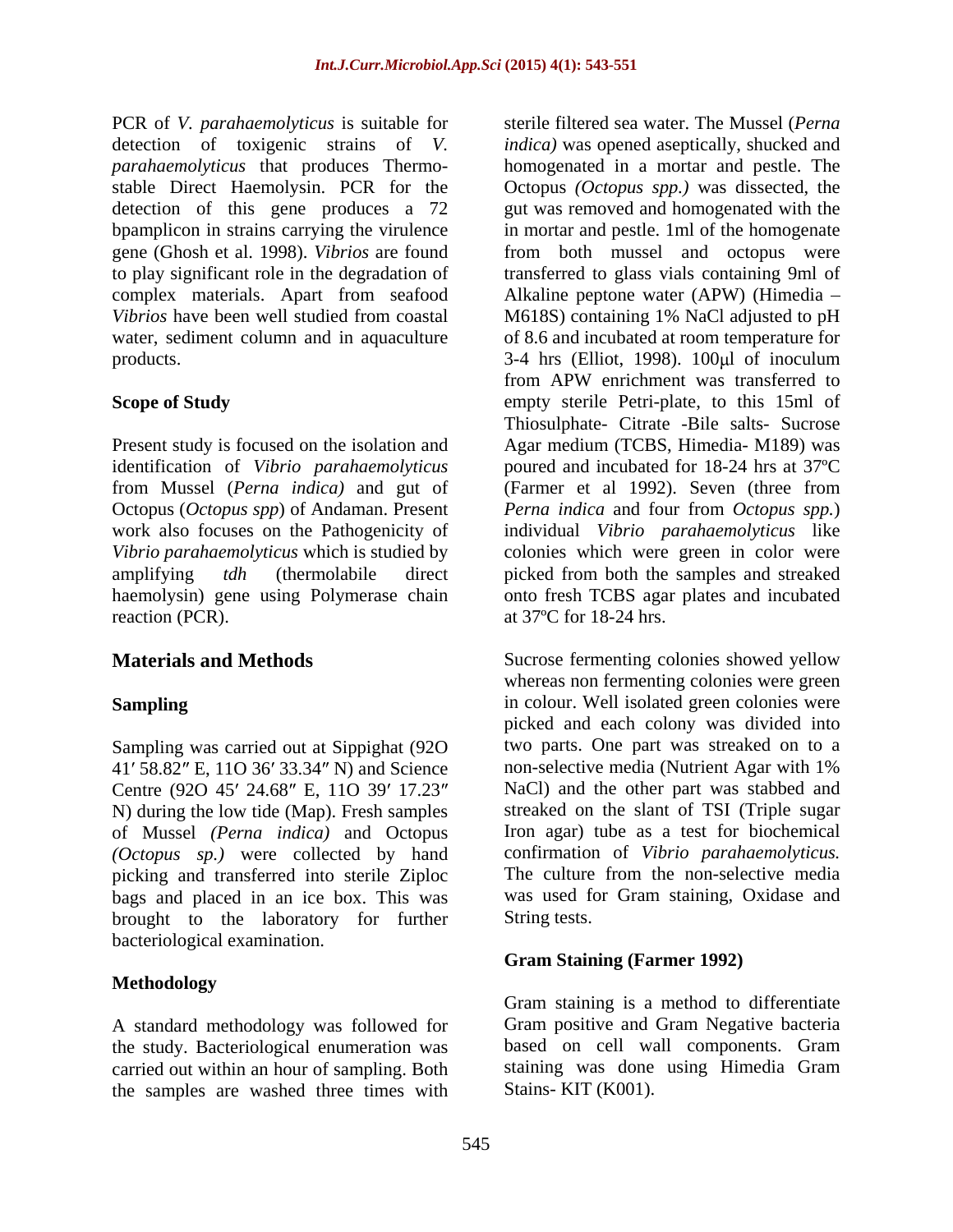PCR of *V. parahaemolyticus* is suitable for detection of toxigenic strains of *V. parahaemolyticus* that produces Thermo-stable Direct Haemolysin. PCR for the detection of this gene produces a 72 bpamplicon in strains carrying the virulence gene (Ghosh et al. 1998). *Vibrios* are found to play significant role in the degradation of complex materials. Apart from seafood *Vibrios* have been well studied from coastal water, sediment column and in aquaculture products.

## Scope of Study

Present study is focused on the isolation and identification of *Vibrio parahaemolyticus* from Mussel (*Perna indica)* and gut of Octopus (*Octopus spp*) of Andaman. Present work also focuses on the Pathogenicity of *Vibrio parahaemolyticus* which is studied by amplifying *tdh* (thermolabile direct haemolysin) gene using Polymerase chain reaction (PCR).

## Materials and Methods

### Sampling

Sampling was carried out at Sippighat (92O 41′ 58.82″ E, 11O 36′ 33.34″ N) and Science Centre (92O 45′ 24.68″ E, 11O 39′ 17.23″ N) during the low tide (Map). Fresh samples of Mussel *(Perna indica)* and Octopus *(Octopus sp.)* were collected by hand picking and transferred into sterile Ziploc bags and placed in an ice box. This was brought to the laboratory for further bacteriological examination.

### Methodology

A standard methodology was followed for the study. Bacteriological enumeration was carried out within an hour of sampling. Both the samples are washed three times with sterile filtered sea water. The Mussel (*Perna indica)* was opened aseptically, shucked and homogenated in a mortar and pestle. The Octopus *(Octopus spp.)* was dissected, the gut was removed and homogenated with the in mortar and pestle. 1ml of the homogenate from both mussel and octopus were transferred to glass vials containing 9ml of Alkaline peptone water (APW) (Himedia – M618S) containing 1% NaCl adjusted to pH of 8.6 and incubated at room temperature for 3-4 hrs (Elliot, 1998). 100μl of inoculum from APW enrichment was transferred to empty sterile Petri-plate, to this 15ml of Thiosulphate- Citrate -Bile salts- Sucrose Agar medium (TCBS, Himedia- M189) was poured and incubated for 18-24 hrs at 37ºC (Farmer et al 1992). Seven (three from *Perna indica* and four from *Octopus spp.*) individual *Vibrio parahaemolyticus* like colonies which were green in color were picked from both the samples and streaked onto fresh TCBS agar plates and incubated at 37ºC for 18-24 hrs.

Sucrose fermenting colonies showed yellow whereas non fermenting colonies were green in colour. Well isolated green colonies were picked and each colony was divided into two parts. One part was streaked on to a non-selective media (Nutrient Agar with 1% NaCl) and the other part was stabbed and streaked on the slant of TSI (Triple sugar Iron agar) tube as a test for biochemical confirmation of *Vibrio parahaemolyticus.* The culture from the non-selective media was used for Gram staining, Oxidase and String tests.

### Gram Staining (Farmer 1992)

Gram staining is a method to differentiate Gram positive and Gram Negative bacteria based on cell wall components. Gram staining was done using Himedia Gram Stains- KIT (K001).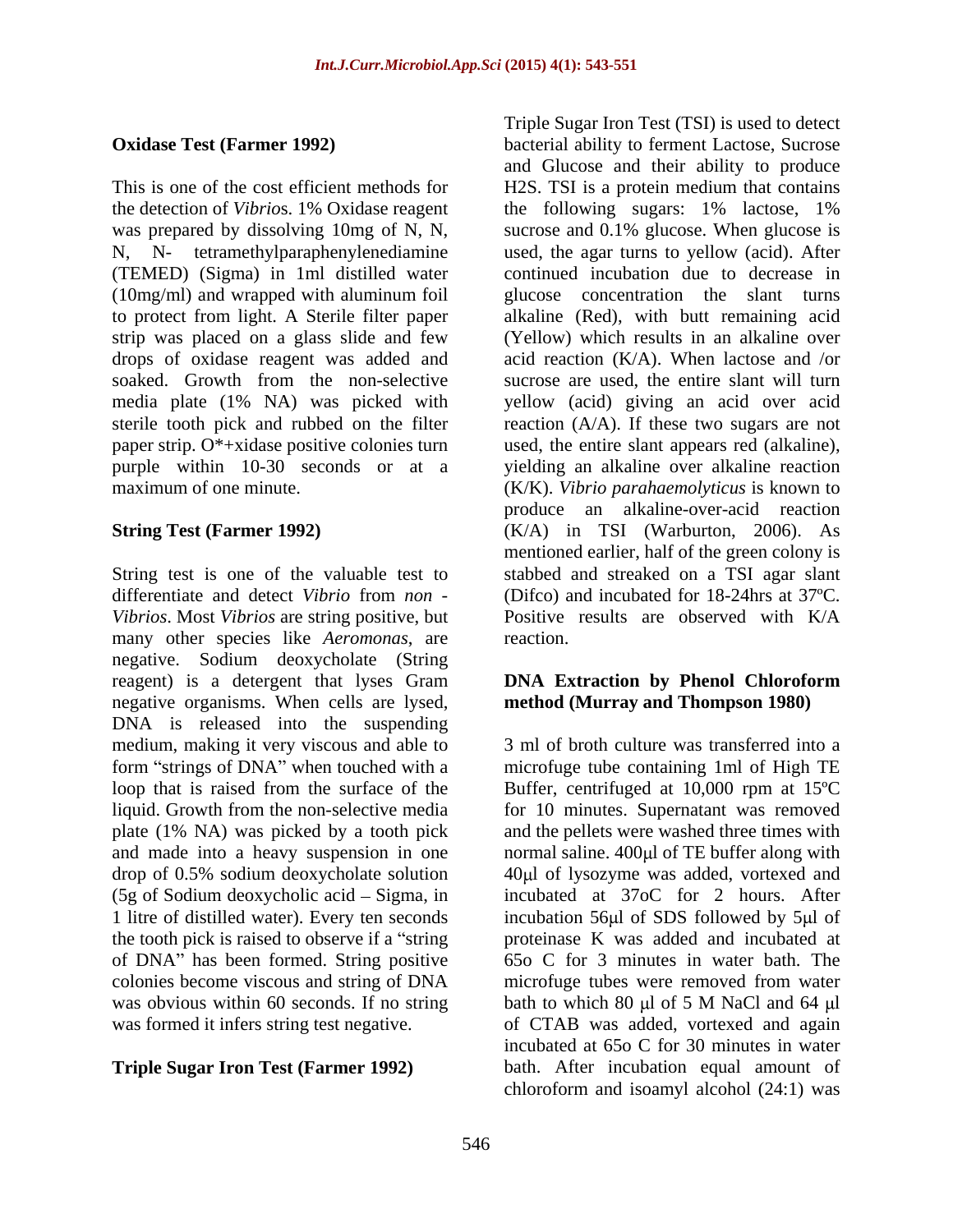### Oxidase Test (Farmer 1992)

This is one of the cost efficient methods for the detection of *Vibrio*s. 1% Oxidase reagent was prepared by dissolving 10mg of N, N, N, N- tetramethylparaphenylenediamine (TEMED) (Sigma) in 1ml distilled water (10mg/ml) and wrapped with aluminum foil to protect from light. A Sterile filter paper strip was placed on a glass slide and few drops of oxidase reagent was added and soaked. Growth from the non-selective media plate (1% NA) was picked with sterile tooth pick and rubbed on the filter paper strip. O*+xidase positive colonies turn purple within 10-30 seconds or at a maximum of one minute.

### String Test (Farmer 1992)

String test is one of the valuable test to differentiate and detect *Vibrio* from *non - Vibrios*. Most *Vibrios* are string positive, but many other species like *Aeromonas*, are negative. Sodium deoxycholate (String reagent) is a detergent that lyses Gram negative organisms. When cells are lysed, DNA is released into the suspending medium, making it very viscous and able to form "strings of DNA" when touched with a loop that is raised from the surface of the liquid. Growth from the non-selective media plate (1% NA) was picked by a tooth pick and made into a heavy suspension in one drop of 0.5% sodium deoxycholate solution (5g of Sodium deoxycholic acid – Sigma, in 1 litre of distilled water). Every ten seconds the tooth pick is raised to observe if a "string of DNA" has been formed. String positive colonies become viscous and string of DNA was obvious within 60 seconds. If no string was formed it infers string test negative.

### Triple Sugar Iron Test (Farmer 1992)

Triple Sugar Iron Test (TSI) is used to detect bacterial ability to ferment Lactose, Sucrose and Glucose and their ability to produce $H_2S$. TSI is a protein medium that contains the following sugars: 1% lactose, 1% sucrose and 0.1% glucose. When glucose is used, the agar turns to yellow (acid). After continued incubation due to decrease in glucose concentration the slant turns alkaline (Red), with butt remaining acid (Yellow) which results in an alkaline over acid reaction (K/A). When lactose and /or sucrose are used, the entire slant will turn yellow (acid) giving an acid over acid reaction (A/A). If these two sugars are not used, the entire slant appears red (alkaline), yielding an alkaline over alkaline reaction (K/K). *Vibrio parahaemolyticus* is known to produce an alkaline-over-acid reaction (K/A) in TSI (Warburton, 2006). As mentioned earlier, half of the green colony is stabbed and streaked on a TSI agar slant (Difco) and incubated for 18-24hrs at 37ºC. Positive results are observed with K/A reaction.

### DNA Extraction by Phenol Chloroform method (Murray and Thompson 1980)

3 ml of broth culture was transferred into a microfuge tube containing 1ml of High TE Buffer, centrifuged at 10,000 rpm at 15ºC for 10 minutes. Supernatant was removed and the pellets were washed three times with normal saline. 400μl of TE buffer along with 40μl of lysozyme was added, vortexed and incubated at 37oC for 2 hours. After incubation 56μl of SDS followed by 5μl of proteinase K was added and incubated at 65o C for 3 minutes in water bath. The microfuge tubes were removed from water bath to which 80 μl of 5 M NaCl and 64 μl of CTAB was added, vortexed and again incubated at 65o C for 30 minutes in water bath. After incubation equal amount of chloroform and isoamyl alcohol (24:1) was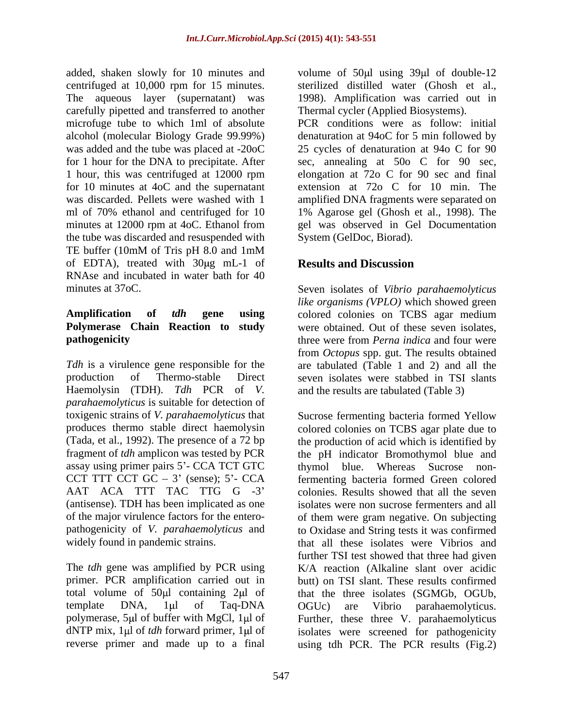added, shaken slowly for 10 minutes and centrifuged at 10,000 rpm for 15 minutes. The aqueous layer (supernatant) was carefully pipetted and transferred to another microfuge tube to which 1ml of absolute alcohol (molecular Biology Grade 99.99%) was added and the tube was placed at -20oC for 1 hour for the DNA to precipitate. After 1 hour, this was centrifuged at 12000 rpm for 10 minutes at 4oC and the supernatant was discarded. Pellets were washed with 1 ml of 70% ethanol and centrifuged for 10 minutes at 12000 rpm at 4oC. Ethanol from the tube was discarded and resuspended with TE buffer (10mM of Tris pH 8.0 and 1mM of EDTA), treated with 30μg mL-1 of RNAse and incubated in water bath for 40 minutes at 37oC.

**Amplification of *tdh* gene using Polymerase Chain Reaction to study pathogenicity**

*Tdh* is a virulence gene responsible for the production of Thermo-stable Direct Haemolysin (TDH). *Tdh* PCR of *V. parahaemolyticus* is suitable for detection of toxigenic strains of *V. parahaemolyticus* that produces thermo stable direct haemolysin (Tada, et al., 1992). The presence of a 72 bp fragment of *tdh* amplicon was tested by PCR assay using primer pairs 5'- CCA TCT GTC CCT TTT CCT GC – 3' (sense); 5'- CCA AAT ACA TTT TAC TTG G -3' (antisense). TDH has been implicated as one of the major virulence factors for the entero-pathogenicity of *V. parahaemolyticus* and widely found in pandemic strains.

The *tdh* gene was amplified by PCR using primer. PCR amplification carried out in total volume of 50μl containing 2μl of template DNA, 1μl of Taq-DNA polymerase, 5μl of buffer with MgCl, 1μl of dNTP mix, 1μl of *tdh* forward primer, 1μl of reverse primer and made up to a final volume of 50μl using 39μl of double-12 sterilized distilled water (Ghosh et al., 1998). Amplification was carried out in Thermal cycler (Applied Biosystems). PCR conditions were as follow: initial denaturation at 94oC for 5 min followed by 25 cycles of denaturation at 94o C for 90 sec, annealing at 50o C for 90 sec, elongation at 72o C for 90 sec and final extension at 72o C for 10 min. The amplified DNA fragments were separated on 1% Agarose gel (Ghosh et al., 1998). The gel was observed in Gel Documentation System (GelDoc, Biorad).

## Results and Discussion

Seven isolates of *Vibrio parahaemolyticus like organisms (VPLO)* which showed green colored colonies on TCBS agar medium were obtained. Out of these seven isolates, three were from *Perna indica* and four were from *Octopus* spp. gut. The results obtained are tabulated (Table 1 and 2) and all the seven isolates were stabbed in TSI slants and the results are tabulated (Table 3)

Sucrose fermenting bacteria formed Yellow colored colonies on TCBS agar plate due to the production of acid which is identified by the pH indicator Bromothymol blue and thymol blue. Whereas Sucrose non-fermenting bacteria formed Green colored colonies. Results showed that all the seven isolates were non sucrose fermenters and all of them were gram negative. On subjecting to Oxidase and String tests it was confirmed that all these isolates were Vibrios and further TSI test showed that three had given K/A reaction (Alkaline slant over acidic butt) on TSI slant. These results confirmed that the three isolates (SGMGb, OGUb, OGUc) are Vibrio parahaemolyticus. Further, these three V. parahaemolyticus isolates were screened for pathogenicity using tdh PCR. The PCR results (Fig.2)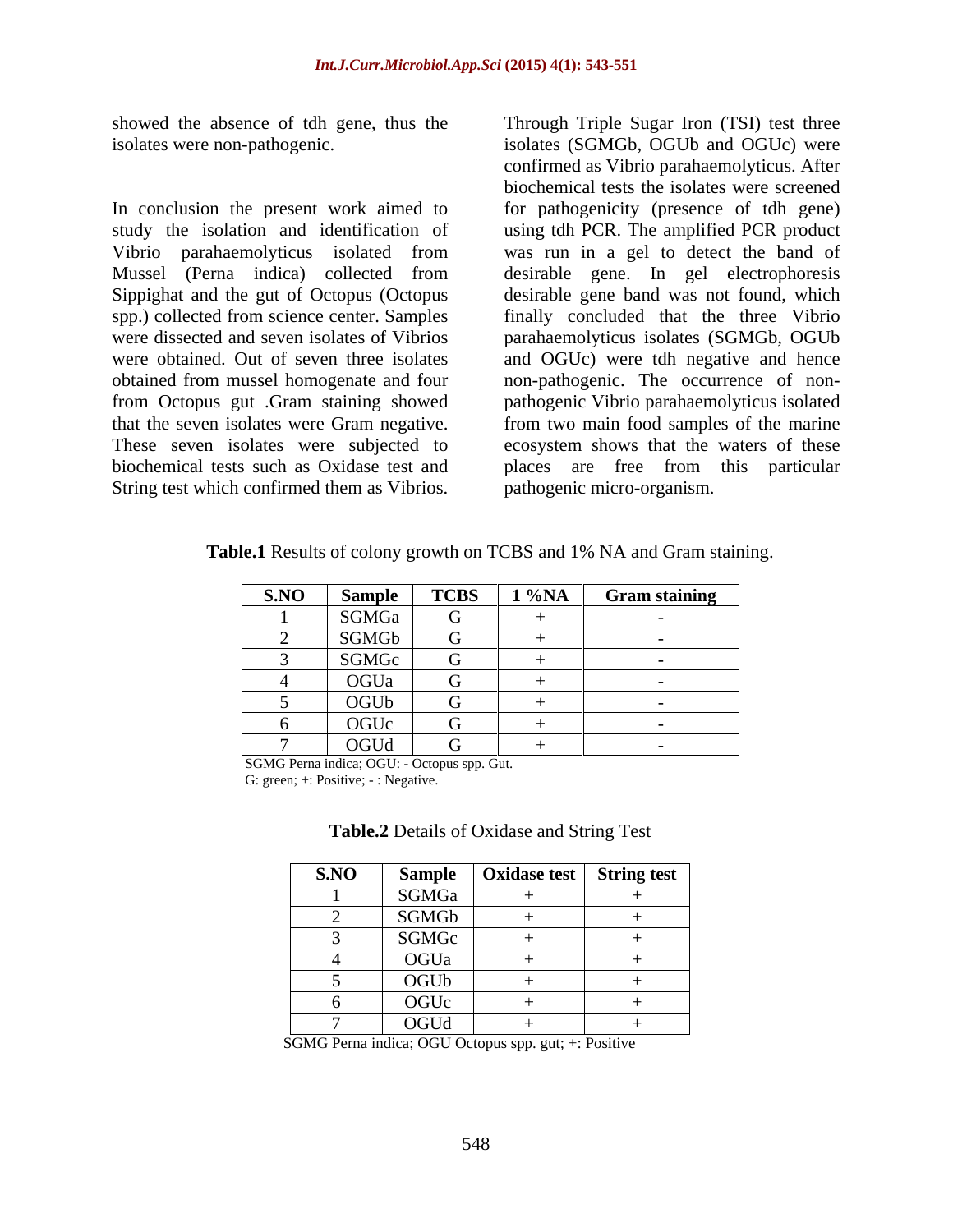showed the absence of tdh gene, thus the isolates were non-pathogenic.

In conclusion the present work aimed to study the isolation and identification of Vibrio parahaemolyticus isolated from Mussel (Perna indica) collected from Sippighat and the gut of Octopus (Octopus spp.) collected from science center. Samples were dissected and seven isolates of Vibrios were obtained. Out of seven three isolates obtained from mussel homogenate and four from Octopus gut .Gram staining showed that the seven isolates were Gram negative. These seven isolates were subjected to biochemical tests such as Oxidase test and String test which confirmed them as Vibrios. Through Triple Sugar Iron (TSI) test three isolates (SGMGb, OGUb and OGUc) were confirmed as Vibrio parahaemolyticus. After biochemical tests the isolates were screened for pathogenicity (presence of tdh gene) using tdh PCR. The amplified PCR product was run in a gel to detect the band of desirable gene. In gel electrophoresis desirable gene band was not found, which finally concluded that the three Vibrio parahaemolyticus isolates (SGMGb, OGUb and OGUc) were tdh negative and hence non-pathogenic. The occurrence of non-pathogenic Vibrio parahaemolyticus isolated from two main food samples of the marine ecosystem shows that the waters of these places are free from this particular pathogenic micro-organism.

**Table.1** Results of colony growth on TCBS and 1% NA and Gram staining.

| S.NO | Sample | TCBS | 1 %NA | Gram staining |
|---|---|---|---|---|
| 1 | SGMGa | G | + | - |
| 2 | SGMGb | G | + | - |
| 3 | SGMGc | G | + | - |
| 4 | OGUa | G | + | - |
| 5 | OGUb | G | + | - |
| 6 | OGUc | G | + | - |
| 7 | OGUd | G | + | - |

SGMG Perna indica; OGU: - Octopus spp. Gut.
G: green; +: Positive; - : Negative.

**Table.2** Details of Oxidase and String Test

| S.NO | Sample | Oxidase test | String test |
|---|---|---|---|
| 1 | SGMGa | + | + |
| 2 | SGMGb | + | + |
| 3 | SGMGc | + | + |
| 4 | OGUa | + | + |
| 5 | OGUb | + | + |
| 6 | OGUc | + | + |
| 7 | OGUd | + | + |

SGMG Perna indica; OGU Octopus spp. gut; +: Positive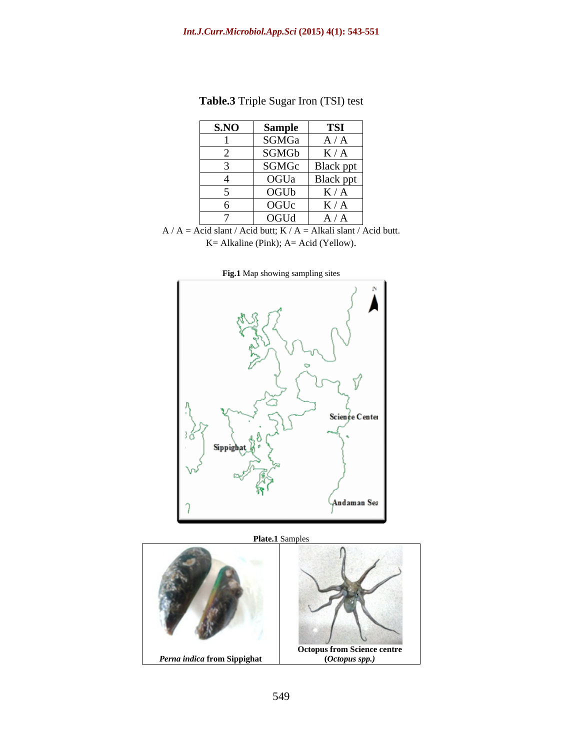**Table.3** Triple Sugar Iron (TSI) test

| S.NO | Sample | TSI |
|---|---|---|
| 1 | SGMGa | A / A |
| 2 | SGMGb | K / A |
| 3 | SGMGc | Black ppt |
| 4 | OGUa | Black ppt |
| 5 | OGUb | K / A |
| 6 | OGUc | K / A |
| 7 | OGUd | A / A |

A / A = Acid slant / Acid butt; K / A = Alkali slant / Acid butt.
K= Alkaline (Pink); A= Acid (Yellow).

**Fig.1** Map showing sampling sites

**Plate.1** Samples

| *Perna indica* **from Sippighat** | **Octopus from Science centre (*Octopus spp.)*** |
|---|---|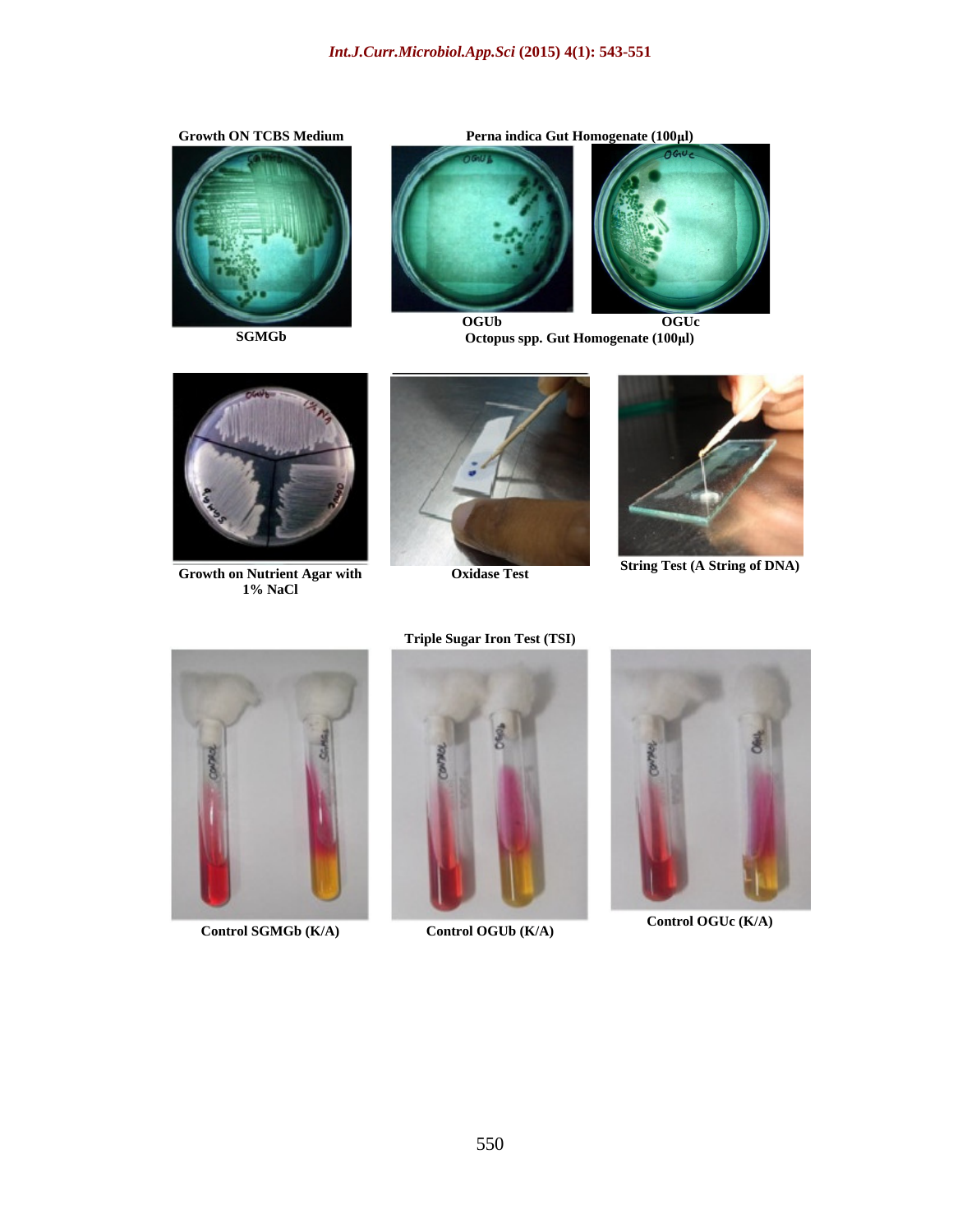**Growth ON TCBS Medium**

SGMGb

**Perna indica Gut Homogenate (100µl)**

OGUb OGUc

**Octopus spp. Gut Homogenate (100µl)**

**Growth on Nutrient Agar with 1% NaCl**

**Oxidase Test**

**String Test (A String of DNA)**

**Triple Sugar Iron Test (TSI)**

**Control SGMGb (K/A)**

**Control OGUb (K/A)**

**Control OGUc (K/A)**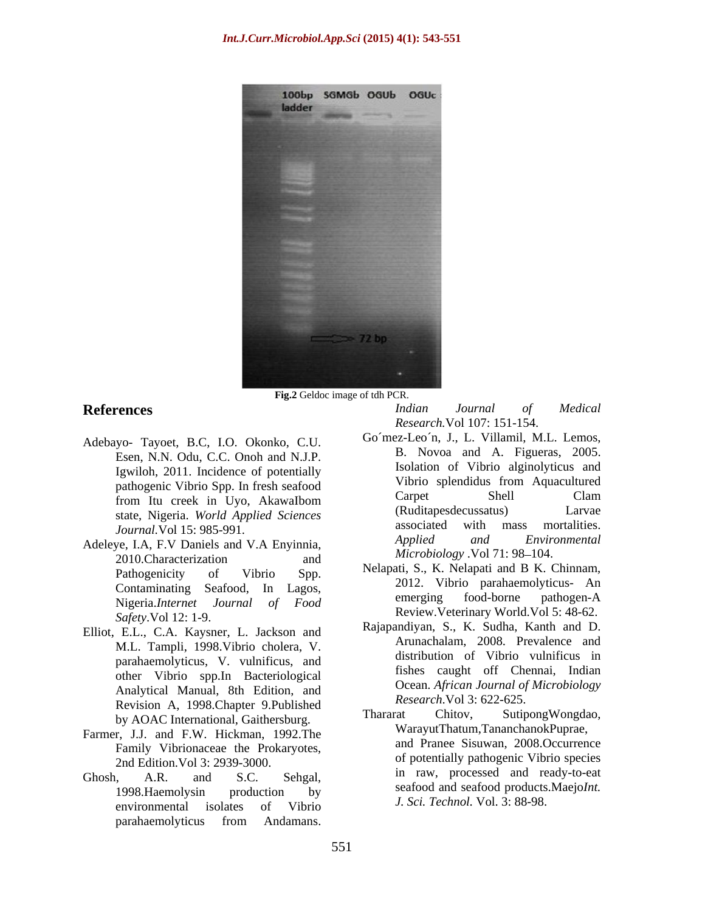Fig.2 Geldoc image of tdh PCR.

## References

Adebayo- Tayoet, B.C, I.O. Okonko, C.U. Esen, N.N. Odu, C.C. Onoh and N.J.P. Igwiloh, 2011. Incidence of potentially pathogenic Vibrio Spp. In fresh seafood from Itu creek in Uyo, AkawaIbom state, Nigeria. *World Applied Sciences Journal.*Vol 15: 985-991.

Adeleye, I.A, F.V Daniels and V.A Enyinnia, 2010.Characterization and Pathogenicity of Vibrio Spp. Contaminating Seafood, In Lagos, Nigeria.*Internet Journal of Food Safety.*Vol 12: 1-9.

Elliot, E.L., C.A. Kaysner, L. Jackson and M.L. Tampli, 1998.Vibrio cholera, V. parahaemolyticus, V. vulnificus, and other Vibrio spp.In Bacteriological Analytical Manual, 8th Edition, and Revision A, 1998.Chapter 9.Published by AOAC International, Gaithersburg.

Farmer, J.J. and F.W. Hickman, 1992.The Family Vibrionaceae the Prokaryotes, 2nd Edition.Vol 3: 2939-3000.

Ghosh, A.R. and S.C. Sehgal, 1998.Haemolysin production by environmental isolates of Vibrio parahaemolyticus from Andamans. *Indian Journal of Medical Research.*Vol 107: 151-154.

Go´mez-Leo´n, J., L. Villamil, M.L. Lemos, B. Novoa and A. Figueras, 2005. Isolation of Vibrio alginolyticus and Vibrio splendidus from Aquacultured Carpet Shell Clam (Ruditapesdecussatus) Larvae associated with mass mortalities. *Applied and Environmental Microbiology* .Vol 71: 98–104.

Nelapati, S., K. Nelapati and B K. Chinnam, 2012. Vibrio parahaemolyticus- An emerging food-borne pathogen-A Review.Veterinary World.Vol 5: 48-62.

Rajapandiyan, S., K. Sudha, Kanth and D. Arunachalam, 2008. Prevalence and distribution of Vibrio vulnificus in fishes caught off Chennai, Indian Ocean. *African Journal of Microbiology Research.*Vol 3: 622-625.

Thararat Chitov, SutipongWongdao, WarayutThatum,TananchanokPuprae, and Pranee Sisuwan, 2008.Occurrence of potentially pathogenic Vibrio species in raw, processed and ready-to-eat seafood and seafood products.Maejo*Int. J. Sci. Technol.* Vol. 3: 88-98.